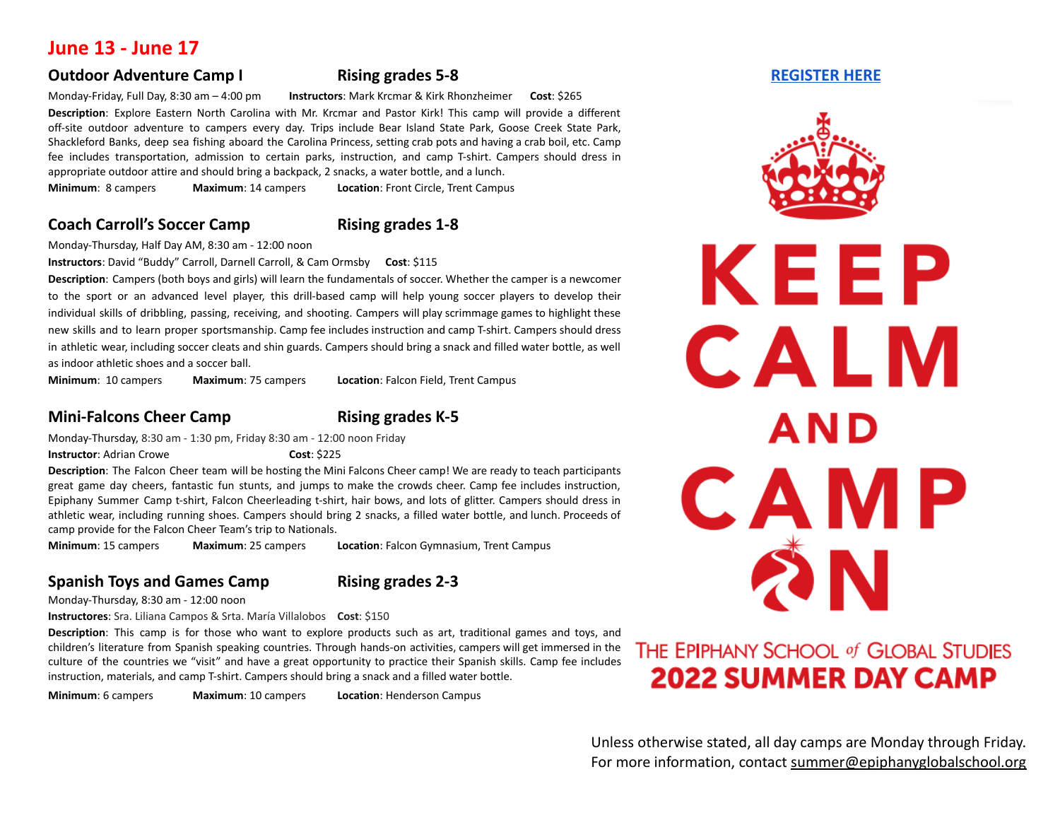# June 13 - June 17

## Outdoor Adventure Camp I — Rising grades 5-8

Monday-Friday, Full Day, 8:30 am – 4:00 pm **Instructors**: Mark Krcmar & Kirk Rhonzheimer **Cost**: $265

**Description**: Explore Eastern North Carolina with Mr. Krcmar and Pastor Kirk! This camp will provide a different off-site outdoor adventure to campers every day. Trips include Bear Island State Park, Goose Creek State Park, Shackleford Banks, deep sea fishing aboard the Carolina Princess, setting crab pots and having a crab boil, etc. Camp fee includes transportation, admission to certain parks, instruction, and camp T-shirt. Campers should dress in appropriate outdoor attire and should bring a backpack, 2 snacks, a water bottle, and a lunch.

**Minimum**: 8 campers **Maximum**: 14 campers **Location**: Front Circle, Trent Campus

## Coach Carroll's Soccer Camp — Rising grades 1-8

Monday-Thursday, Half Day AM, 8:30 am - 12:00 noon

**Instructors**: David "Buddy" Carroll, Darnell Carroll, & Cam Ormsby **Cost**: $115

**Description**: Campers (both boys and girls) will learn the fundamentals of soccer. Whether the camper is a newcomer to the sport or an advanced level player, this drill-based camp will help young soccer players to develop their individual skills of dribbling, passing, receiving, and shooting. Campers will play scrimmage games to highlight these new skills and to learn proper sportsmanship. Camp fee includes instruction and camp T-shirt. Campers should dress in athletic wear, including soccer cleats and shin guards. Campers should bring a snack and filled water bottle, as well as indoor athletic shoes and a soccer ball.

**Minimum**: 10 campers **Maximum**: 75 campers **Location**: Falcon Field, Trent Campus

## Mini-Falcons Cheer Camp — Rising grades K-5

Monday-Thursday, 8:30 am - 1:30 pm, Friday 8:30 am - 12:00 noon Friday

**Instructor**: Adrian Crowe **Cost**: $225

**Description**: The Falcon Cheer team will be hosting the Mini Falcons Cheer camp! We are ready to teach participants great game day cheers, fantastic fun stunts, and jumps to make the crowds cheer. Camp fee includes instruction, Epiphany Summer Camp t-shirt, Falcon Cheerleading t-shirt, hair bows, and lots of glitter. Campers should dress in athletic wear, including running shoes. Campers should bring 2 snacks, a filled water bottle, and lunch. Proceeds of camp provide for the Falcon Cheer Team's trip to Nationals.

**Minimum**: 15 campers **Maximum**: 25 campers **Location**: Falcon Gymnasium, Trent Campus

## Spanish Toys and Games Camp — Rising grades 2-3

Monday-Thursday, 8:30 am - 12:00 noon

**Instructores**: Sra. Liliana Campos & Srta. María Villalobos **Cost**: $150

**Description**: This camp is for those who want to explore products such as art, traditional games and toys, and children's literature from Spanish speaking countries. Through hands-on activities, campers will get immersed in the culture of the countries we "visit" and have a great opportunity to practice their Spanish skills. Camp fee includes instruction, materials, and camp T-shirt. Campers should bring a snack and a filled water bottle.

**Minimum**: 6 campers **Maximum**: 10 campers **Location**: Henderson Campus

REGISTER HERE

KEEP CALM AND CAMP ON

THE EPIPHANY SCHOOL of GLOBAL STUDIES
**2022 SUMMER DAY CAMP**

Unless otherwise stated, all day camps are Monday through Friday.
For more information, contact summer@epiphanyglobalschool.org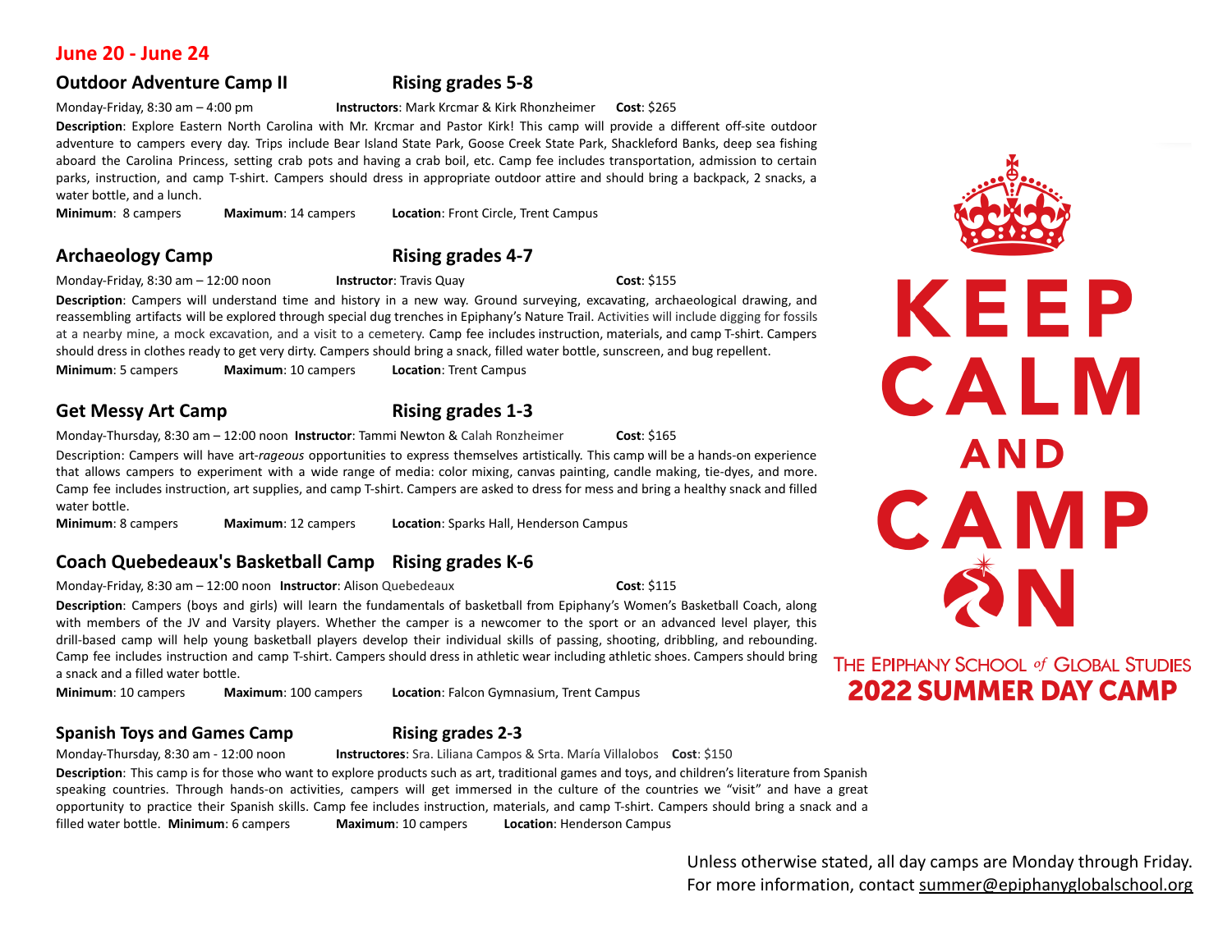## June 20 - June 24

### Outdoor Adventure Camp II — Rising grades 5-8

Monday-Friday, 8:30 am – 4:00 pm **Instructors**: Mark Krcmar & Kirk Rhonzheimer **Cost**: $265

**Description**: Explore Eastern North Carolina with Mr. Krcmar and Pastor Kirk! This camp will provide a different off-site outdoor adventure to campers every day. Trips include Bear Island State Park, Goose Creek State Park, Shackleford Banks, deep sea fishing aboard the Carolina Princess, setting crab pots and having a crab boil, etc. Camp fee includes transportation, admission to certain parks, instruction, and camp T-shirt. Campers should dress in appropriate outdoor attire and should bring a backpack, 2 snacks, a water bottle, and a lunch.

**Minimum**: 8 campers **Maximum**: 14 campers **Location**: Front Circle, Trent Campus

### Archaeology Camp — Rising grades 4-7

Monday-Friday, 8:30 am – 12:00 noon **Instructor**: Travis Quay **Cost**: $155

**Description**: Campers will understand time and history in a new way. Ground surveying, excavating, archaeological drawing, and reassembling artifacts will be explored through special dug trenches in Epiphany's Nature Trail. Activities will include digging for fossils at a nearby mine, a mock excavation, and a visit to a cemetery. Camp fee includes instruction, materials, and camp T-shirt. Campers should dress in clothes ready to get very dirty. Campers should bring a snack, filled water bottle, sunscreen, and bug repellent.

**Minimum**: 5 campers **Maximum**: 10 campers **Location**: Trent Campus

### Get Messy Art Camp — Rising grades 1-3

Monday-Thursday, 8:30 am – 12:00 noon **Instructor**: Tammi Newton & Calah Ronzheimer **Cost**: $165

Description: Campers will have art-*rageous* opportunities to express themselves artistically. This camp will be a hands-on experience that allows campers to experiment with a wide range of media: color mixing, canvas painting, candle making, tie-dyes, and more. Camp fee includes instruction, art supplies, and camp T-shirt. Campers are asked to dress for mess and bring a healthy snack and filled water bottle.

**Minimum**: 8 campers **Maximum**: 12 campers **Location**: Sparks Hall, Henderson Campus

### Coach Quebedeaux's Basketball Camp — Rising grades K-6

Monday-Friday, 8:30 am – 12:00 noon **Instructor**: Alison Quebedeaux **Cost**: $115

**Description**: Campers (boys and girls) will learn the fundamentals of basketball from Epiphany's Women's Basketball Coach, along with members of the JV and Varsity players. Whether the camper is a newcomer to the sport or an advanced level player, this drill-based camp will help young basketball players develop their individual skills of passing, shooting, dribbling, and rebounding. Camp fee includes instruction and camp T-shirt. Campers should dress in athletic wear including athletic shoes. Campers should bring a snack and a filled water bottle.

**Minimum**: 10 campers **Maximum**: 100 campers **Location**: Falcon Gymnasium, Trent Campus

### Spanish Toys and Games Camp — Rising grades 2-3

Monday-Thursday, 8:30 am - 12:00 noon **Instructores**: Sra. Liliana Campos & Srta. María Villalobos **Cost**: $150

**Description**: This camp is for those who want to explore products such as art, traditional games and toys, and children's literature from Spanish speaking countries. Through hands-on activities, campers will get immersed in the culture of the countries we "visit" and have a great opportunity to practice their Spanish skills. Camp fee includes instruction, materials, and camp T-shirt. Campers should bring a snack and a filled water bottle. **Minimum**: 6 campers **Maximum**: 10 campers **Location**: Henderson Campus

KEEP CALM AND CAMP ON

THE EPIPHANY SCHOOL *of* GLOBAL STUDIES
**2022 SUMMER DAY CAMP**

Unless otherwise stated, all day camps are Monday through Friday.
For more information, contact summer@epiphanyglobalschool.org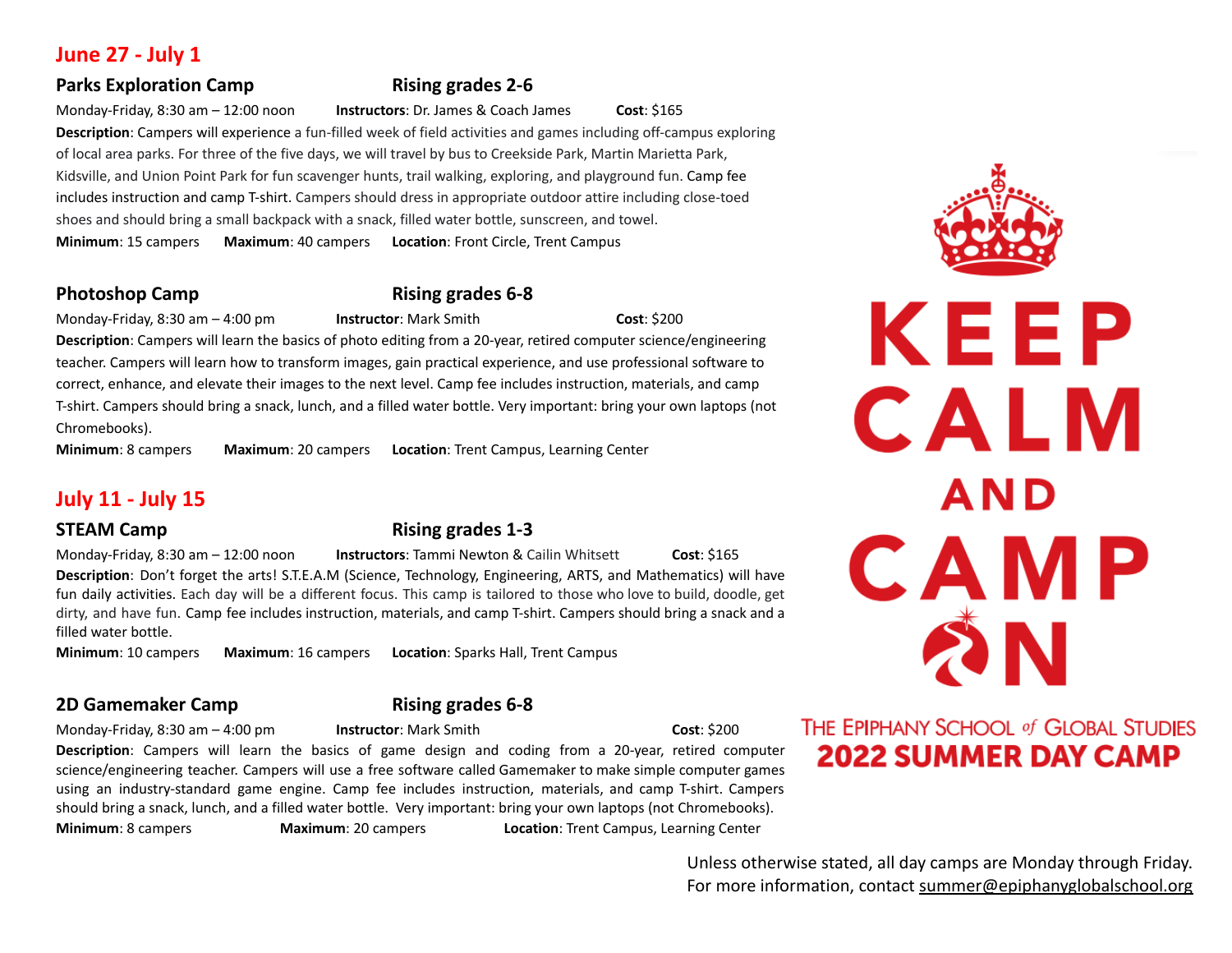## June 27 - July 1

### Parks Exploration Camp — Rising grades 2-6

Monday-Friday, 8:30 am – 12:00 noon **Instructors**: Dr. James & Coach James **Cost**: $165

**Description**: Campers will experience a fun-filled week of field activities and games including off-campus exploring of local area parks. For three of the five days, we will travel by bus to Creekside Park, Martin Marietta Park, Kidsville, and Union Point Park for fun scavenger hunts, trail walking, exploring, and playground fun. Camp fee includes instruction and camp T-shirt. Campers should dress in appropriate outdoor attire including close-toed shoes and should bring a small backpack with a snack, filled water bottle, sunscreen, and towel.

**Minimum**: 15 campers **Maximum**: 40 campers **Location**: Front Circle, Trent Campus

### Photoshop Camp — Rising grades 6-8

Monday-Friday, 8:30 am – 4:00 pm **Instructor**: Mark Smith **Cost**: $200

**Description**: Campers will learn the basics of photo editing from a 20-year, retired computer science/engineering teacher. Campers will learn how to transform images, gain practical experience, and use professional software to correct, enhance, and elevate their images to the next level. Camp fee includes instruction, materials, and camp T-shirt. Campers should bring a snack, lunch, and a filled water bottle. Very important: bring your own laptops (not Chromebooks).

**Minimum**: 8 campers **Maximum**: 20 campers **Location**: Trent Campus, Learning Center

## July 11 - July 15

### STEAM Camp — Rising grades 1-3

Monday-Friday, 8:30 am – 12:00 noon **Instructors**: Tammi Newton & Cailin Whitsett **Cost**: $165

**Description**: Don't forget the arts! S.T.E.A.M (Science, Technology, Engineering, ARTS, and Mathematics) will have fun daily activities. Each day will be a different focus. This camp is tailored to those who love to build, doodle, get dirty, and have fun. Camp fee includes instruction, materials, and camp T-shirt. Campers should bring a snack and a filled water bottle.

**Minimum**: 10 campers **Maximum**: 16 campers **Location**: Sparks Hall, Trent Campus

### 2D Gamemaker Camp — Rising grades 6-8

Monday-Friday, 8:30 am – 4:00 pm **Instructor**: Mark Smith **Cost**: $200

**Description**: Campers will learn the basics of game design and coding from a 20-year, retired computer science/engineering teacher. Campers will use a free software called Gamemaker to make simple computer games using an industry-standard game engine. Camp fee includes instruction, materials, and camp T-shirt. Campers should bring a snack, lunch, and a filled water bottle. Very important: bring your own laptops (not Chromebooks).

**Minimum**: 8 campers **Maximum**: 20 campers **Location**: Trent Campus, Learning Center

KEEP CALM AND CAMP ON

THE EPIPHANY SCHOOL of GLOBAL STUDIES
**2022 SUMMER DAY CAMP**

Unless otherwise stated, all day camps are Monday through Friday.
For more information, contact summer@epiphanyglobalschool.org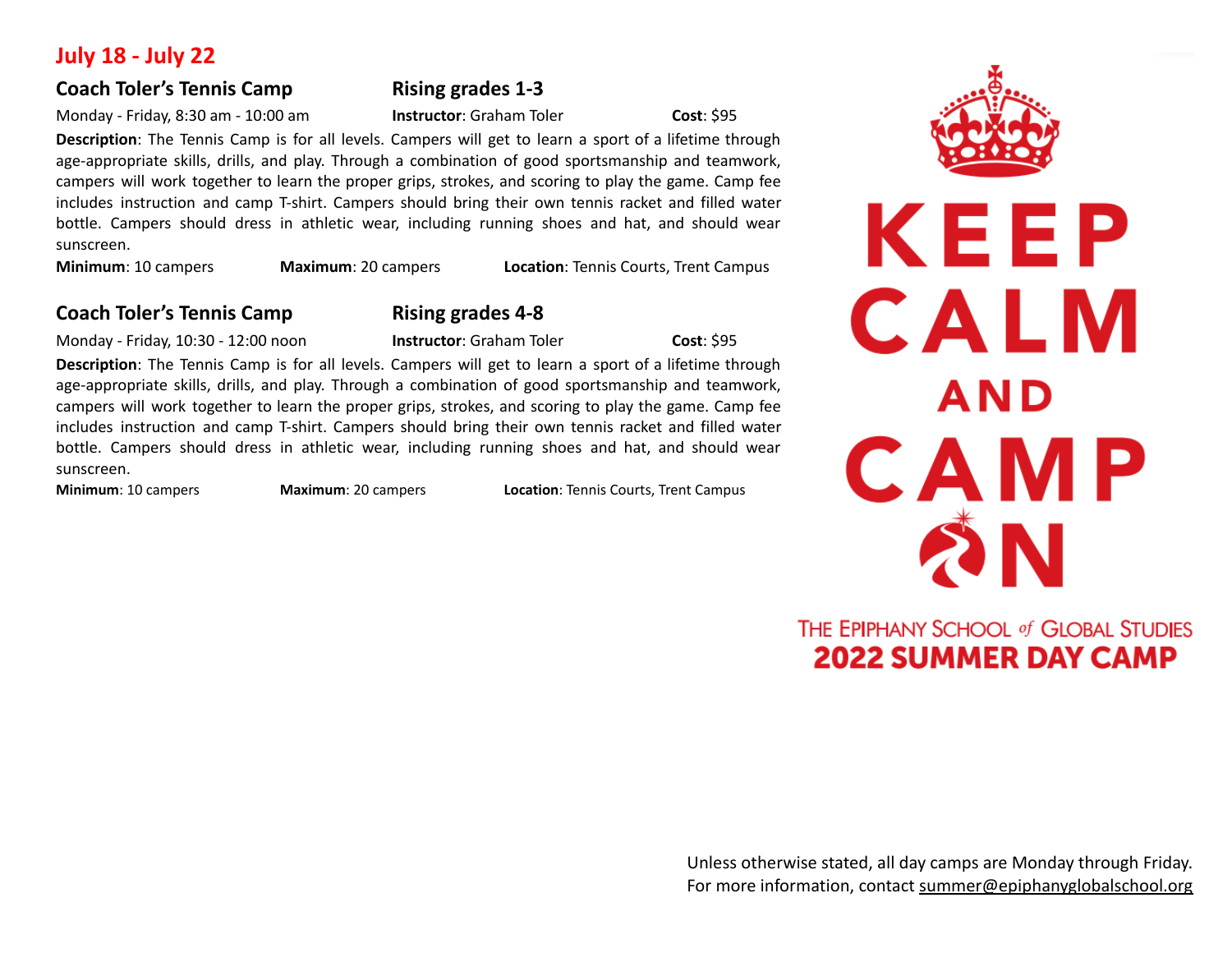## July 18 - July 22

### Coach Toler's Tennis Camp — Rising grades 1-3

Monday - Friday, 8:30 am - 10:00 am **Instructor**: Graham Toler **Cost**: $95

**Description**: The Tennis Camp is for all levels. Campers will get to learn a sport of a lifetime through age-appropriate skills, drills, and play. Through a combination of good sportsmanship and teamwork, campers will work together to learn the proper grips, strokes, and scoring to play the game. Camp fee includes instruction and camp T-shirt. Campers should bring their own tennis racket and filled water bottle. Campers should dress in athletic wear, including running shoes and hat, and should wear sunscreen.

**Minimum**: 10 campers **Maximum**: 20 campers **Location**: Tennis Courts, Trent Campus

### Coach Toler's Tennis Camp — Rising grades 4-8

Monday - Friday, 10:30 - 12:00 noon **Instructor**: Graham Toler **Cost**: $95

**Description**: The Tennis Camp is for all levels. Campers will get to learn a sport of a lifetime through age-appropriate skills, drills, and play. Through a combination of good sportsmanship and teamwork, campers will work together to learn the proper grips, strokes, and scoring to play the game. Camp fee includes instruction and camp T-shirt. Campers should bring their own tennis racket and filled water bottle. Campers should dress in athletic wear, including running shoes and hat, and should wear sunscreen.

**Minimum**: 10 campers **Maximum**: 20 campers **Location**: Tennis Courts, Trent Campus

KEEP CALM AND CAMP ON

THE EPIPHANY SCHOOL *of* GLOBAL STUDIES
**2022 SUMMER DAY CAMP**

Unless otherwise stated, all day camps are Monday through Friday.
For more information, contact summer@epiphanyglobalschool.org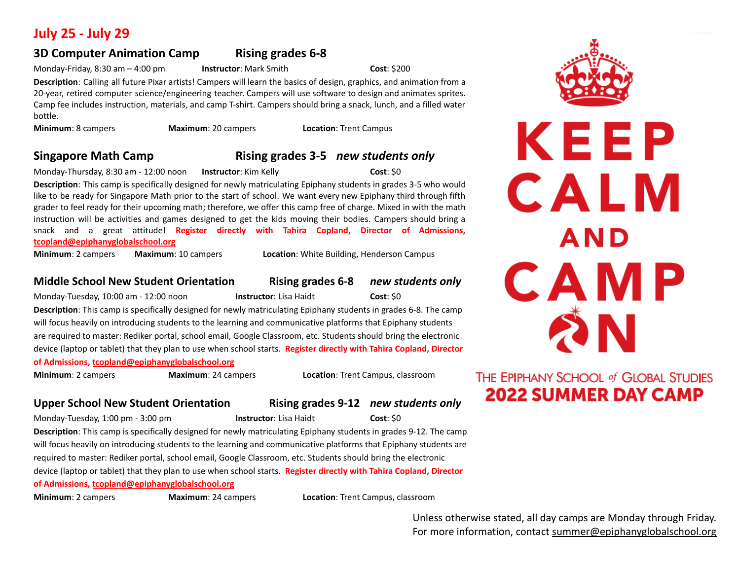## July 25 - July 29

### 3D Computer Animation Camp — Rising grades 6-8

Monday-Friday, 8:30 am – 4:00 pm  **Instructor**: Mark Smith  **Cost**: $200

**Description**: Calling all future Pixar artists! Campers will learn the basics of design, graphics, and animation from a 20-year, retired computer science/engineering teacher. Campers will use software to design and animates sprites. Camp fee includes instruction, materials, and camp T-shirt. Campers should bring a snack, lunch, and a filled water bottle.

**Minimum**: 8 campers  **Maximum**: 20 campers  **Location**: Trent Campus

### Singapore Math Camp — Rising grades 3-5 *new students only*

Monday-Thursday, 8:30 am - 12:00 noon  **Instructor**: Kim Kelly  **Cost**: $0

**Description**: This camp is specifically designed for newly matriculating Epiphany students in grades 3-5 who would like to be ready for Singapore Math prior to the start of school. We want every new Epiphany third through fifth grader to feel ready for their upcoming math; therefore, we offer this camp free of charge. Mixed in with the math instruction will be activities and games designed to get the kids moving their bodies. Campers should bring a snack and a great attitude! **Register directly with Tahira Copland, Director of Admissions, tcopland@epiphanyglobalschool.org**

**Minimum**: 2 campers  **Maximum**: 10 campers  **Location**: White Building, Henderson Campus

### Middle School New Student Orientation — Rising grades 6-8 *new students only*

Monday-Tuesday, 10:00 am - 12:00 noon  **Instructor**: Lisa Haidt  **Cost**: $0

**Description**: This camp is specifically designed for newly matriculating Epiphany students in grades 6-8. The camp will focus heavily on introducing students to the learning and communicative platforms that Epiphany students are required to master: Rediker portal, school email, Google Classroom, etc. Students should bring the electronic device (laptop or tablet) that they plan to use when school starts. **Register directly with Tahira Copland, Director of Admissions, tcopland@epiphanyglobalschool.org**

**Minimum**: 2 campers  **Maximum**: 24 campers  **Location**: Trent Campus, classroom

### Upper School New Student Orientation — Rising grades 9-12 *new students only*

Monday-Tuesday, 1:00 pm - 3:00 pm  **Instructor**: Lisa Haidt  **Cost**: $0

**Description**: This camp is specifically designed for newly matriculating Epiphany students in grades 9-12. The camp will focus heavily on introducing students to the learning and communicative platforms that Epiphany students are required to master: Rediker portal, school email, Google Classroom, etc. Students should bring the electronic device (laptop or tablet) that they plan to use when school starts. **Register directly with Tahira Copland, Director of Admissions, tcopland@epiphanyglobalschool.org**

**Minimum**: 2 campers  **Maximum**: 24 campers  **Location**: Trent Campus, classroom

KEEP CALM AND CAMP ON

THE EPIPHANY SCHOOL *of* GLOBAL STUDIES
**2022 SUMMER DAY CAMP**

Unless otherwise stated, all day camps are Monday through Friday.
For more information, contact summer@epiphanyglobalschool.org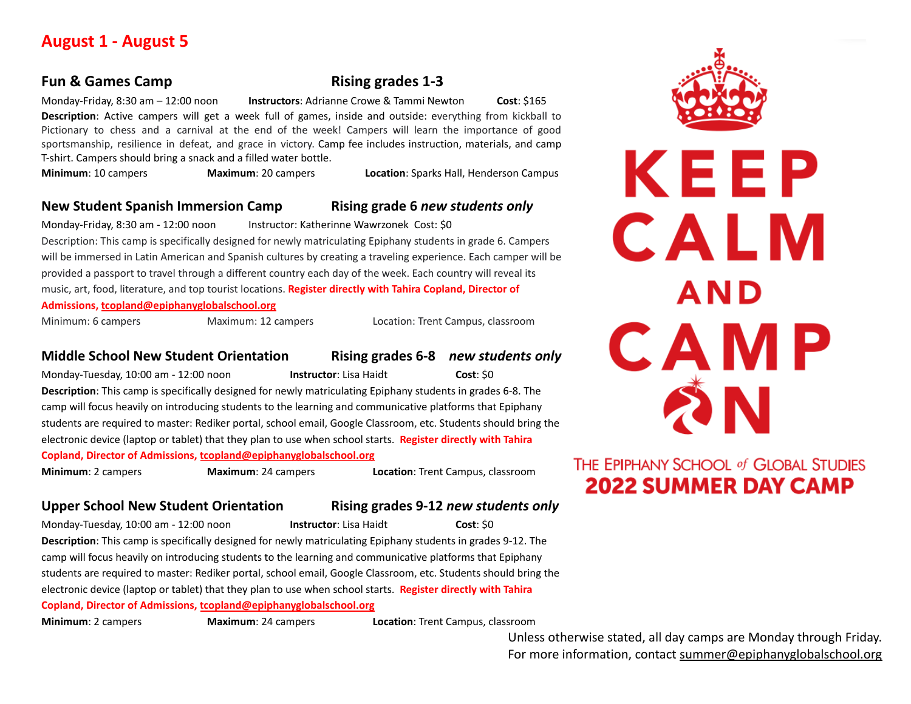## August 1 - August 5

### Fun & Games Camp — Rising grades 1-3

Monday-Friday, 8:30 am – 12:00 noon **Instructors**: Adrianne Crowe & Tammi Newton **Cost**: $165

**Description**: Active campers will get a week full of games, inside and outside: everything from kickball to Pictionary to chess and a carnival at the end of the week! Campers will learn the importance of good sportsmanship, resilience in defeat, and grace in victory. Camp fee includes instruction, materials, and camp T-shirt. Campers should bring a snack and a filled water bottle.

**Minimum**: 10 campers **Maximum**: 20 campers **Location**: Sparks Hall, Henderson Campus

### New Student Spanish Immersion Camp — Rising grade 6 *new students only*

Monday-Friday, 8:30 am - 12:00 noon Instructor: Katherinne Wawrzonek Cost: $0

Description: This camp is specifically designed for newly matriculating Epiphany students in grade 6. Campers will be immersed in Latin American and Spanish cultures by creating a traveling experience. Each camper will be provided a passport to travel through a different country each day of the week. Each country will reveal its music, art, food, literature, and top tourist locations. **Register directly with Tahira Copland, Director of Admissions, tcopland@epiphanyglobalschool.org**

Minimum: 6 campers Maximum: 12 campers Location: Trent Campus, classroom

### Middle School New Student Orientation — Rising grades 6-8 *new students only*

Monday-Tuesday, 10:00 am - 12:00 noon **Instructor**: Lisa Haidt **Cost**: $0

**Description**: This camp is specifically designed for newly matriculating Epiphany students in grades 6-8. The camp will focus heavily on introducing students to the learning and communicative platforms that Epiphany students are required to master: Rediker portal, school email, Google Classroom, etc. Students should bring the electronic device (laptop or tablet) that they plan to use when school starts. **Register directly with Tahira Copland, Director of Admissions, tcopland@epiphanyglobalschool.org**

**Minimum**: 2 campers **Maximum**: 24 campers **Location**: Trent Campus, classroom

### Upper School New Student Orientation — Rising grades 9-12 *new students only*

Monday-Tuesday, 10:00 am - 12:00 noon **Instructor**: Lisa Haidt **Cost**: $0

**Description**: This camp is specifically designed for newly matriculating Epiphany students in grades 9-12. The camp will focus heavily on introducing students to the learning and communicative platforms that Epiphany students are required to master: Rediker portal, school email, Google Classroom, etc. Students should bring the electronic device (laptop or tablet) that they plan to use when school starts. **Register directly with Tahira Copland, Director of Admissions, tcopland@epiphanyglobalschool.org**

**Minimum**: 2 campers **Maximum**: 24 campers **Location**: Trent Campus, classroom

KEEP CALM AND CAMP ON

THE EPIPHANY SCHOOL *of* GLOBAL STUDIES
**2022 SUMMER DAY CAMP**

Unless otherwise stated, all day camps are Monday through Friday.
For more information, contact summer@epiphanyglobalschool.org